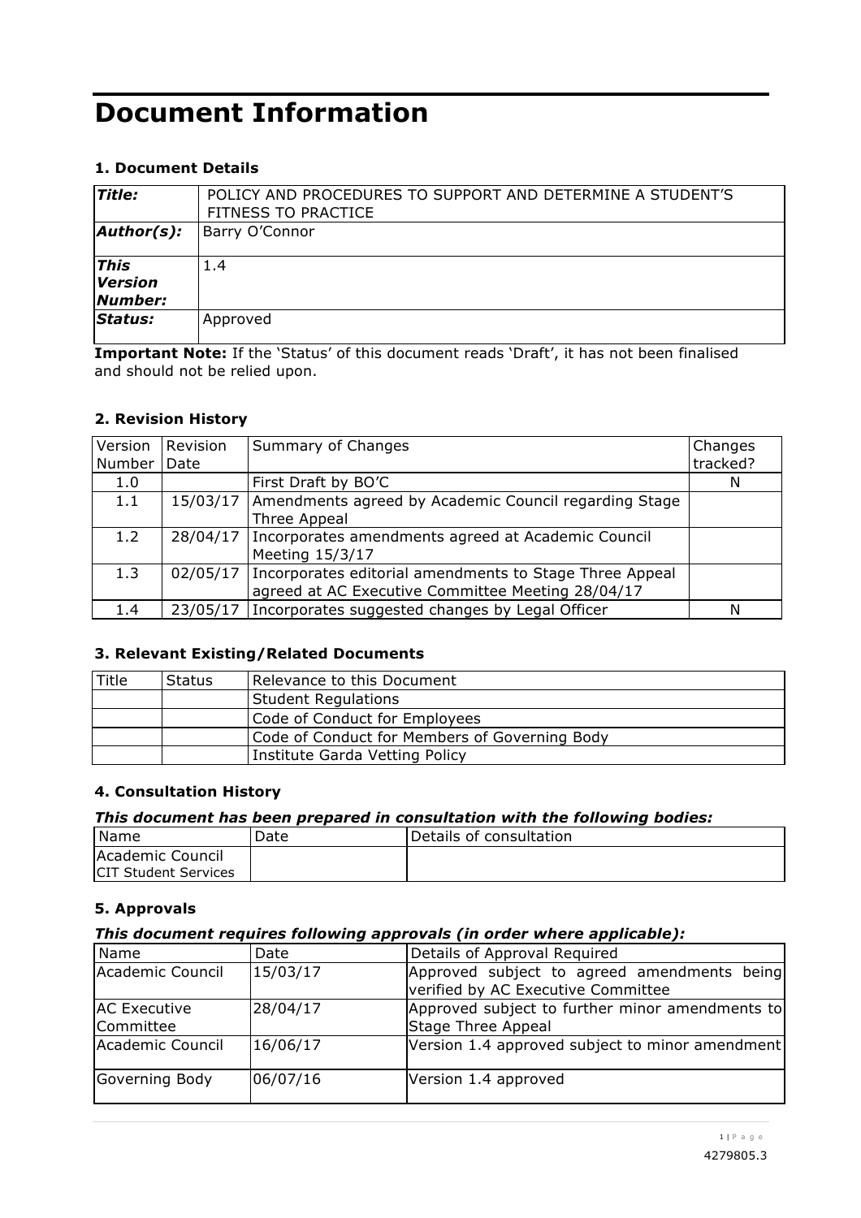# Document Information

### 1. Document Details

| | |
|---|---|
| ***Title:*** | POLICY AND PROCEDURES TO SUPPORT AND DETERMINE A STUDENT'S FITNESS TO PRACTICE |
| ***Author(s):*** | Barry O'Connor |
| ***This Version Number:*** | 1.4 |
| ***Status:*** | Approved |

**Important Note:** If the 'Status' of this document reads 'Draft', it has not been finalised and should not be relied upon.

### 2. Revision History

| Version Number | Revision Date | Summary of Changes | Changes tracked? |
|---|---|---|---|
| 1.0 | | First Draft by BO'C | N |
| 1.1 | 15/03/17 | Amendments agreed by Academic Council regarding Stage Three Appeal | |
| 1.2 | 28/04/17 | Incorporates amendments agreed at Academic Council Meeting 15/3/17 | |
| 1.3 | 02/05/17 | Incorporates editorial amendments to Stage Three Appeal agreed at AC Executive Committee Meeting 28/04/17 | |
| 1.4 | 23/05/17 | Incorporates suggested changes by Legal Officer | N |

### 3. Relevant Existing/Related Documents

| Title | Status | Relevance to this Document |
|---|---|---|
| | | Student Regulations |
| | | Code of Conduct for Employees |
| | | Code of Conduct for Members of Governing Body |
| | | Institute Garda Vetting Policy |

### 4. Consultation History

***This document has been prepared in consultation with the following bodies:***

| Name | Date | Details of consultation |
|---|---|---|
| Academic Council<br>CIT Student Services | | |

### 5. Approvals

***This document requires following approvals (in order where applicable):***

| Name | Date | Details of Approval Required |
|---|---|---|
| Academic Council | 15/03/17 | Approved subject to agreed amendments being verified by AC Executive Committee |
| AC Executive Committee | 28/04/17 | Approved subject to further minor amendments to Stage Three Appeal |
| Academic Council | 16/06/17 | Version 1.4 approved subject to minor amendment |
| Governing Body | 06/07/16 | Version 1.4 approved |

4279805.3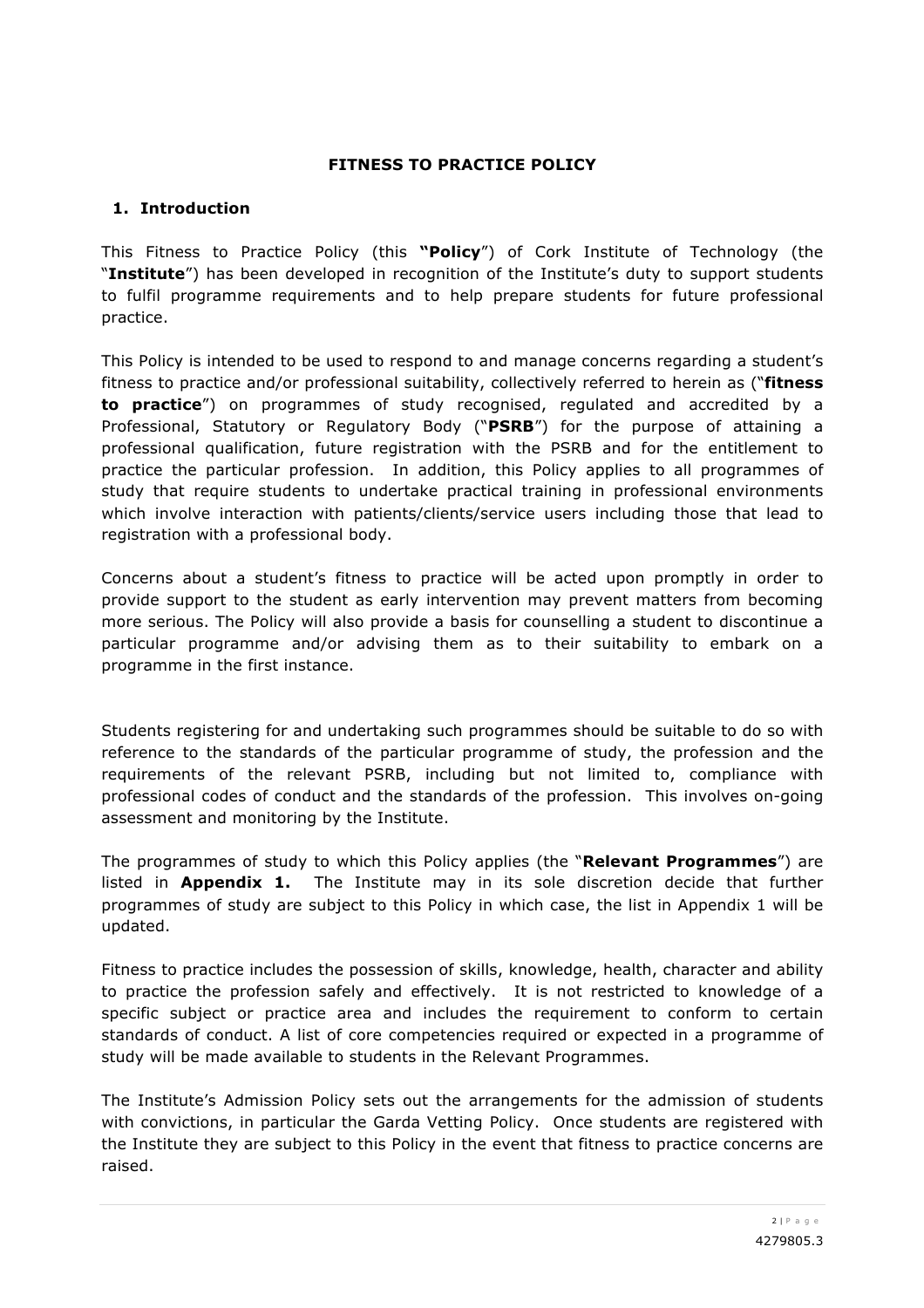# FITNESS TO PRACTICE POLICY

## 1. Introduction

This Fitness to Practice Policy (this **"Policy**") of Cork Institute of Technology (the "**Institute**") has been developed in recognition of the Institute's duty to support students to fulfil programme requirements and to help prepare students for future professional practice.

This Policy is intended to be used to respond to and manage concerns regarding a student's fitness to practice and/or professional suitability, collectively referred to herein as ("**fitness to practice**") on programmes of study recognised, regulated and accredited by a Professional, Statutory or Regulatory Body ("**PSRB**") for the purpose of attaining a professional qualification, future registration with the PSRB and for the entitlement to practice the particular profession. In addition, this Policy applies to all programmes of study that require students to undertake practical training in professional environments which involve interaction with patients/clients/service users including those that lead to registration with a professional body.

Concerns about a student's fitness to practice will be acted upon promptly in order to provide support to the student as early intervention may prevent matters from becoming more serious. The Policy will also provide a basis for counselling a student to discontinue a particular programme and/or advising them as to their suitability to embark on a programme in the first instance.

Students registering for and undertaking such programmes should be suitable to do so with reference to the standards of the particular programme of study, the profession and the requirements of the relevant PSRB, including but not limited to, compliance with professional codes of conduct and the standards of the profession. This involves on-going assessment and monitoring by the Institute.

The programmes of study to which this Policy applies (the "**Relevant Programmes**") are listed in **Appendix 1.** The Institute may in its sole discretion decide that further programmes of study are subject to this Policy in which case, the list in Appendix 1 will be updated.

Fitness to practice includes the possession of skills, knowledge, health, character and ability to practice the profession safely and effectively. It is not restricted to knowledge of a specific subject or practice area and includes the requirement to conform to certain standards of conduct. A list of core competencies required or expected in a programme of study will be made available to students in the Relevant Programmes.

The Institute's Admission Policy sets out the arrangements for the admission of students with convictions, in particular the Garda Vetting Policy. Once students are registered with the Institute they are subject to this Policy in the event that fitness to practice concerns are raised.

4279805.3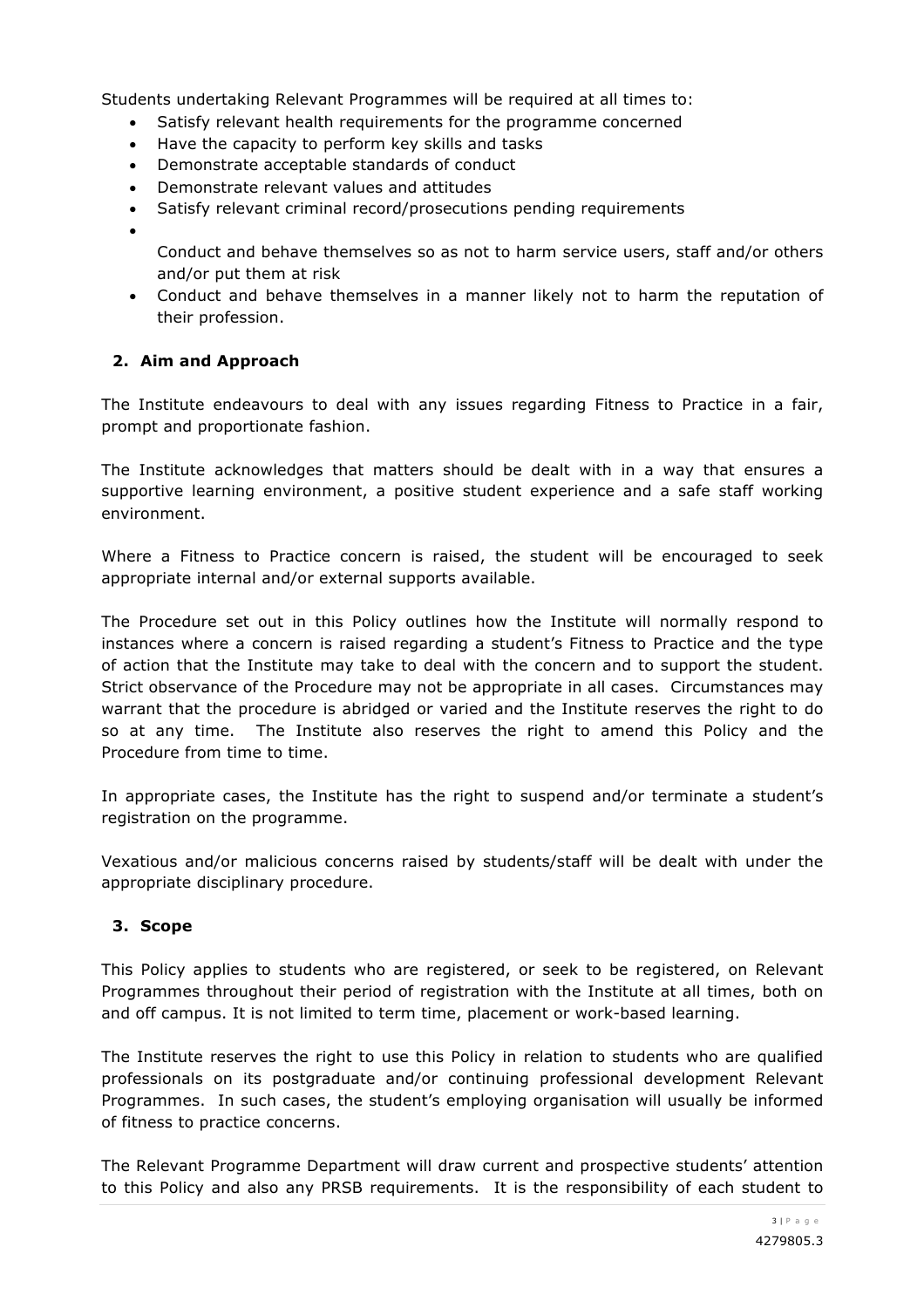Students undertaking Relevant Programmes will be required at all times to:

- Satisfy relevant health requirements for the programme concerned
- Have the capacity to perform key skills and tasks
- Demonstrate acceptable standards of conduct
- Demonstrate relevant values and attitudes
- Satisfy relevant criminal record/prosecutions pending requirements
- Conduct and behave themselves so as not to harm service users, staff and/or others and/or put them at risk
- Conduct and behave themselves in a manner likely not to harm the reputation of their profession.

## 2. Aim and Approach

The Institute endeavours to deal with any issues regarding Fitness to Practice in a fair, prompt and proportionate fashion.

The Institute acknowledges that matters should be dealt with in a way that ensures a supportive learning environment, a positive student experience and a safe staff working environment.

Where a Fitness to Practice concern is raised, the student will be encouraged to seek appropriate internal and/or external supports available.

The Procedure set out in this Policy outlines how the Institute will normally respond to instances where a concern is raised regarding a student's Fitness to Practice and the type of action that the Institute may take to deal with the concern and to support the student. Strict observance of the Procedure may not be appropriate in all cases. Circumstances may warrant that the procedure is abridged or varied and the Institute reserves the right to do so at any time. The Institute also reserves the right to amend this Policy and the Procedure from time to time.

In appropriate cases, the Institute has the right to suspend and/or terminate a student's registration on the programme.

Vexatious and/or malicious concerns raised by students/staff will be dealt with under the appropriate disciplinary procedure.

## 3. Scope

This Policy applies to students who are registered, or seek to be registered, on Relevant Programmes throughout their period of registration with the Institute at all times, both on and off campus. It is not limited to term time, placement or work-based learning.

The Institute reserves the right to use this Policy in relation to students who are qualified professionals on its postgraduate and/or continuing professional development Relevant Programmes. In such cases, the student's employing organisation will usually be informed of fitness to practice concerns.

The Relevant Programme Department will draw current and prospective students' attention to this Policy and also any PRSB requirements. It is the responsibility of each student to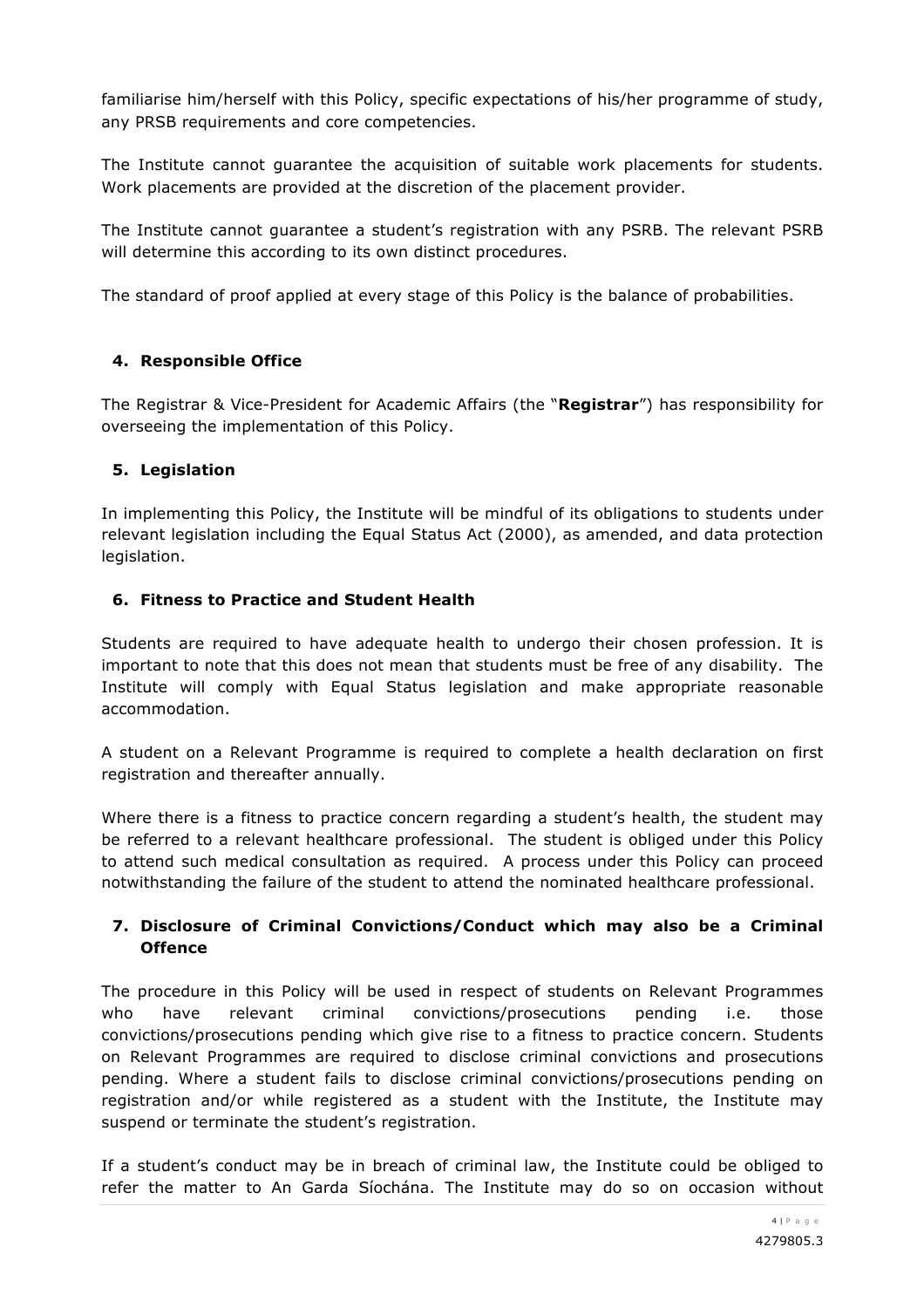familiarise him/herself with this Policy, specific expectations of his/her programme of study, any PRSB requirements and core competencies.

The Institute cannot guarantee the acquisition of suitable work placements for students. Work placements are provided at the discretion of the placement provider.

The Institute cannot guarantee a student's registration with any PSRB. The relevant PSRB will determine this according to its own distinct procedures.

The standard of proof applied at every stage of this Policy is the balance of probabilities.

## 4. Responsible Office

The Registrar & Vice-President for Academic Affairs (the "**Registrar**") has responsibility for overseeing the implementation of this Policy.

## 5. Legislation

In implementing this Policy, the Institute will be mindful of its obligations to students under relevant legislation including the Equal Status Act (2000), as amended, and data protection legislation.

## 6. Fitness to Practice and Student Health

Students are required to have adequate health to undergo their chosen profession. It is important to note that this does not mean that students must be free of any disability. The Institute will comply with Equal Status legislation and make appropriate reasonable accommodation.

A student on a Relevant Programme is required to complete a health declaration on first registration and thereafter annually.

Where there is a fitness to practice concern regarding a student's health, the student may be referred to a relevant healthcare professional. The student is obliged under this Policy to attend such medical consultation as required. A process under this Policy can proceed notwithstanding the failure of the student to attend the nominated healthcare professional.

## 7. Disclosure of Criminal Convictions/Conduct which may also be a Criminal Offence

The procedure in this Policy will be used in respect of students on Relevant Programmes who have relevant criminal convictions/prosecutions pending i.e. those convictions/prosecutions pending which give rise to a fitness to practice concern. Students on Relevant Programmes are required to disclose criminal convictions and prosecutions pending. Where a student fails to disclose criminal convictions/prosecutions pending on registration and/or while registered as a student with the Institute, the Institute may suspend or terminate the student's registration.

If a student's conduct may be in breach of criminal law, the Institute could be obliged to refer the matter to An Garda Síochána. The Institute may do so on occasion without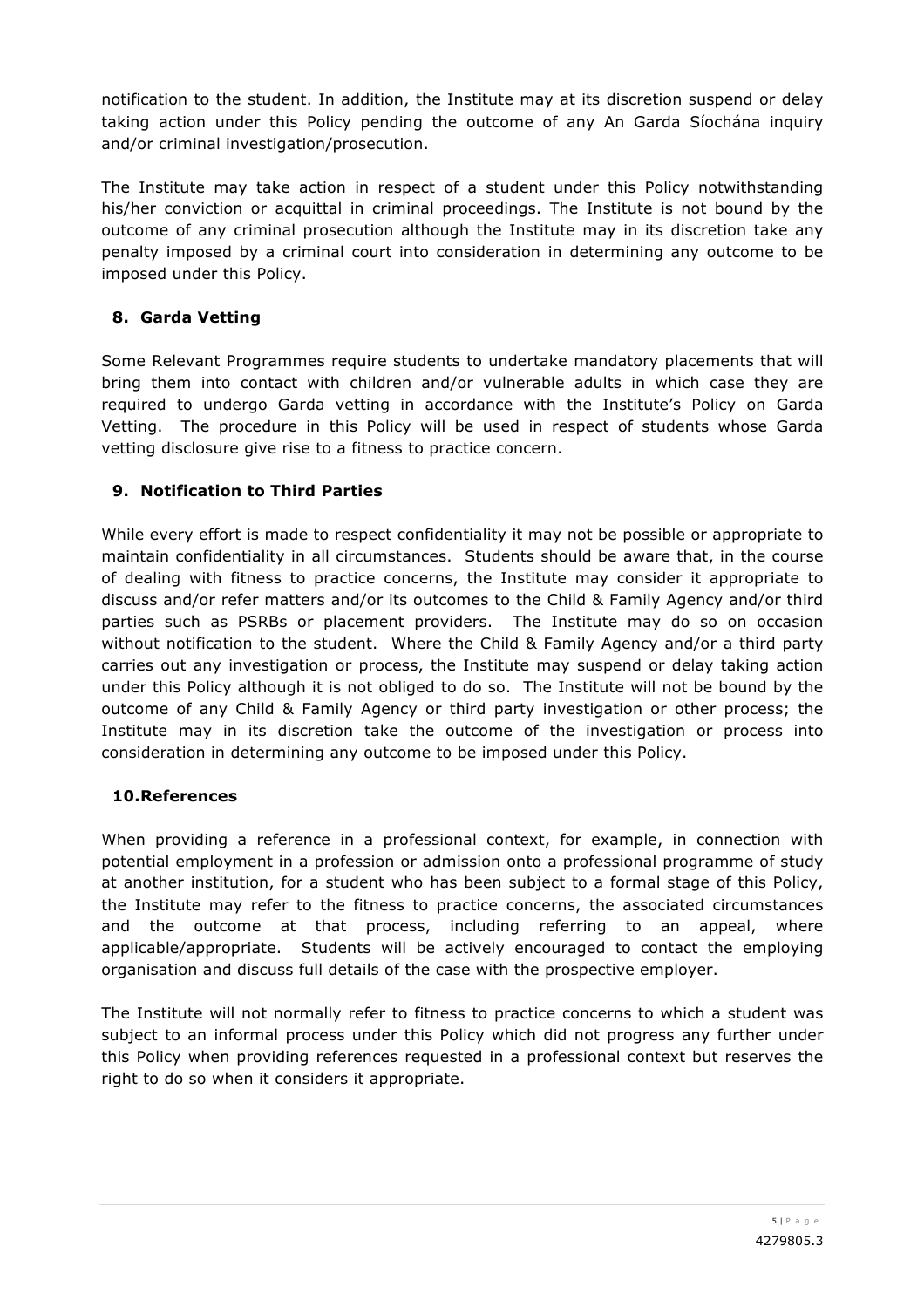notification to the student. In addition, the Institute may at its discretion suspend or delay taking action under this Policy pending the outcome of any An Garda Síochána inquiry and/or criminal investigation/prosecution.

The Institute may take action in respect of a student under this Policy notwithstanding his/her conviction or acquittal in criminal proceedings. The Institute is not bound by the outcome of any criminal prosecution although the Institute may in its discretion take any penalty imposed by a criminal court into consideration in determining any outcome to be imposed under this Policy.

## 8. Garda Vetting

Some Relevant Programmes require students to undertake mandatory placements that will bring them into contact with children and/or vulnerable adults in which case they are required to undergo Garda vetting in accordance with the Institute's Policy on Garda Vetting. The procedure in this Policy will be used in respect of students whose Garda vetting disclosure give rise to a fitness to practice concern.

## 9. Notification to Third Parties

While every effort is made to respect confidentiality it may not be possible or appropriate to maintain confidentiality in all circumstances. Students should be aware that, in the course of dealing with fitness to practice concerns, the Institute may consider it appropriate to discuss and/or refer matters and/or its outcomes to the Child & Family Agency and/or third parties such as PSRBs or placement providers. The Institute may do so on occasion without notification to the student. Where the Child & Family Agency and/or a third party carries out any investigation or process, the Institute may suspend or delay taking action under this Policy although it is not obliged to do so. The Institute will not be bound by the outcome of any Child & Family Agency or third party investigation or other process; the Institute may in its discretion take the outcome of the investigation or process into consideration in determining any outcome to be imposed under this Policy.

## 10. References

When providing a reference in a professional context, for example, in connection with potential employment in a profession or admission onto a professional programme of study at another institution, for a student who has been subject to a formal stage of this Policy, the Institute may refer to the fitness to practice concerns, the associated circumstances and the outcome at that process, including referring to an appeal, where applicable/appropriate. Students will be actively encouraged to contact the employing organisation and discuss full details of the case with the prospective employer.

The Institute will not normally refer to fitness to practice concerns to which a student was subject to an informal process under this Policy which did not progress any further under this Policy when providing references requested in a professional context but reserves the right to do so when it considers it appropriate.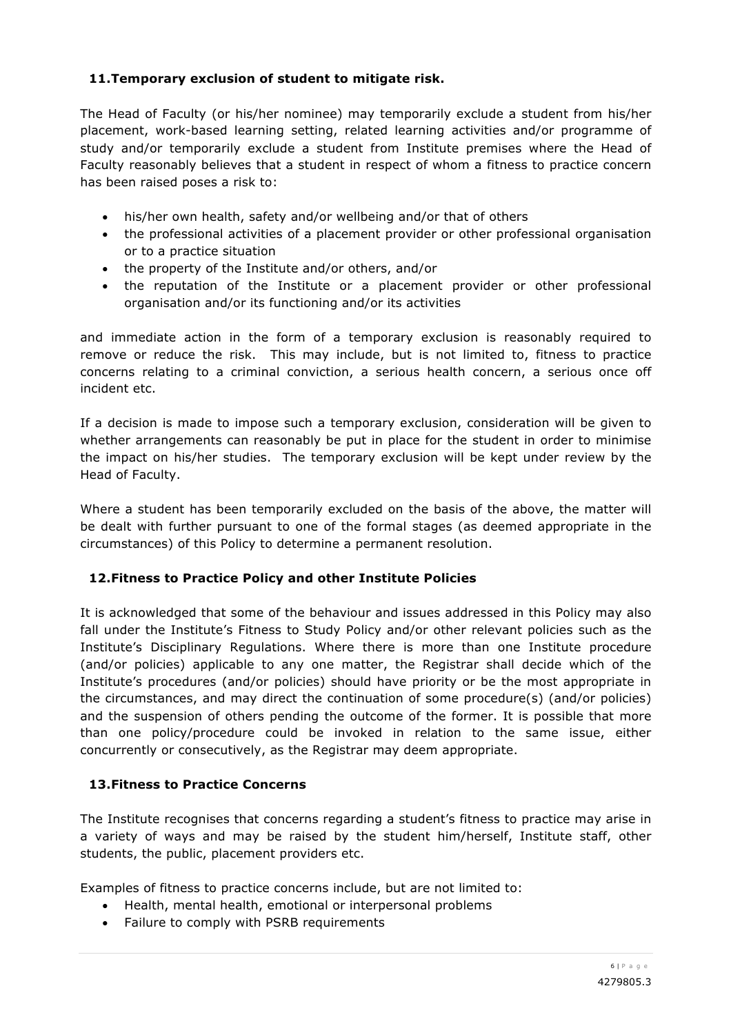## 11. Temporary exclusion of student to mitigate risk.

The Head of Faculty (or his/her nominee) may temporarily exclude a student from his/her placement, work-based learning setting, related learning activities and/or programme of study and/or temporarily exclude a student from Institute premises where the Head of Faculty reasonably believes that a student in respect of whom a fitness to practice concern has been raised poses a risk to:

- his/her own health, safety and/or wellbeing and/or that of others
- the professional activities of a placement provider or other professional organisation or to a practice situation
- the property of the Institute and/or others, and/or
- the reputation of the Institute or a placement provider or other professional organisation and/or its functioning and/or its activities

and immediate action in the form of a temporary exclusion is reasonably required to remove or reduce the risk. This may include, but is not limited to, fitness to practice concerns relating to a criminal conviction, a serious health concern, a serious once off incident etc.

If a decision is made to impose such a temporary exclusion, consideration will be given to whether arrangements can reasonably be put in place for the student in order to minimise the impact on his/her studies. The temporary exclusion will be kept under review by the Head of Faculty.

Where a student has been temporarily excluded on the basis of the above, the matter will be dealt with further pursuant to one of the formal stages (as deemed appropriate in the circumstances) of this Policy to determine a permanent resolution.

## 12. Fitness to Practice Policy and other Institute Policies

It is acknowledged that some of the behaviour and issues addressed in this Policy may also fall under the Institute's Fitness to Study Policy and/or other relevant policies such as the Institute's Disciplinary Regulations. Where there is more than one Institute procedure (and/or policies) applicable to any one matter, the Registrar shall decide which of the Institute's procedures (and/or policies) should have priority or be the most appropriate in the circumstances, and may direct the continuation of some procedure(s) (and/or policies) and the suspension of others pending the outcome of the former. It is possible that more than one policy/procedure could be invoked in relation to the same issue, either concurrently or consecutively, as the Registrar may deem appropriate.

## 13. Fitness to Practice Concerns

The Institute recognises that concerns regarding a student's fitness to practice may arise in a variety of ways and may be raised by the student him/herself, Institute staff, other students, the public, placement providers etc.

Examples of fitness to practice concerns include, but are not limited to:

- Health, mental health, emotional or interpersonal problems
- Failure to comply with PSRB requirements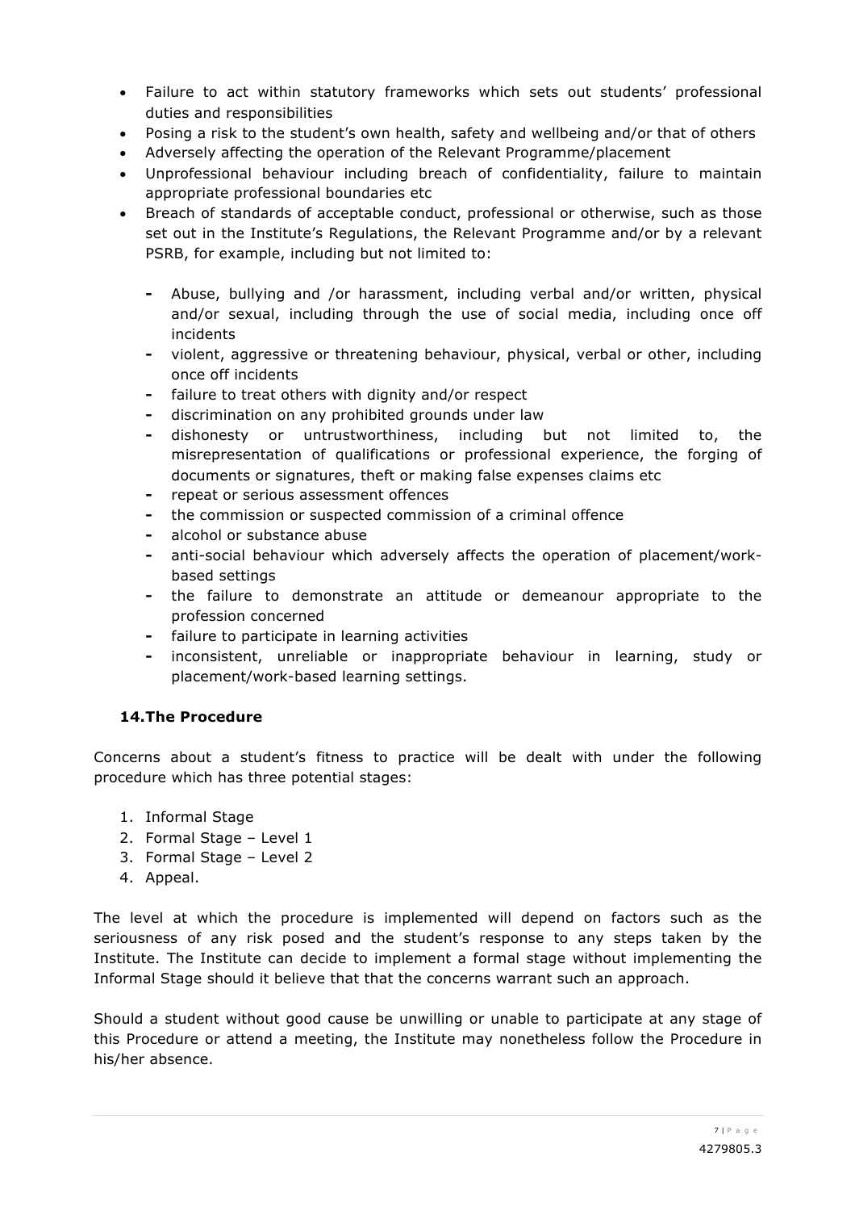- Failure to act within statutory frameworks which sets out students' professional duties and responsibilities
- Posing a risk to the student's own health, safety and wellbeing and/or that of others
- Adversely affecting the operation of the Relevant Programme/placement
- Unprofessional behaviour including breach of confidentiality, failure to maintain appropriate professional boundaries etc
- Breach of standards of acceptable conduct, professional or otherwise, such as those set out in the Institute's Regulations, the Relevant Programme and/or by a relevant PSRB, for example, including but not limited to:
  - Abuse, bullying and /or harassment, including verbal and/or written, physical and/or sexual, including through the use of social media, including once off incidents
  - violent, aggressive or threatening behaviour, physical, verbal or other, including once off incidents
  - failure to treat others with dignity and/or respect
  - discrimination on any prohibited grounds under law
  - dishonesty or untrustworthiness, including but not limited to, the misrepresentation of qualifications or professional experience, the forging of documents or signatures, theft or making false expenses claims etc
  - repeat or serious assessment offences
  - the commission or suspected commission of a criminal offence
  - alcohol or substance abuse
  - anti-social behaviour which adversely affects the operation of placement/work-based settings
  - the failure to demonstrate an attitude or demeanour appropriate to the profession concerned
  - failure to participate in learning activities
  - inconsistent, unreliable or inappropriate behaviour in learning, study or placement/work-based learning settings.

### 14. The Procedure

Concerns about a student's fitness to practice will be dealt with under the following procedure which has three potential stages:

1. Informal Stage
2. Formal Stage – Level 1
3. Formal Stage – Level 2
4. Appeal.

The level at which the procedure is implemented will depend on factors such as the seriousness of any risk posed and the student's response to any steps taken by the Institute. The Institute can decide to implement a formal stage without implementing the Informal Stage should it believe that that the concerns warrant such an approach.

Should a student without good cause be unwilling or unable to participate at any stage of this Procedure or attend a meeting, the Institute may nonetheless follow the Procedure in his/her absence.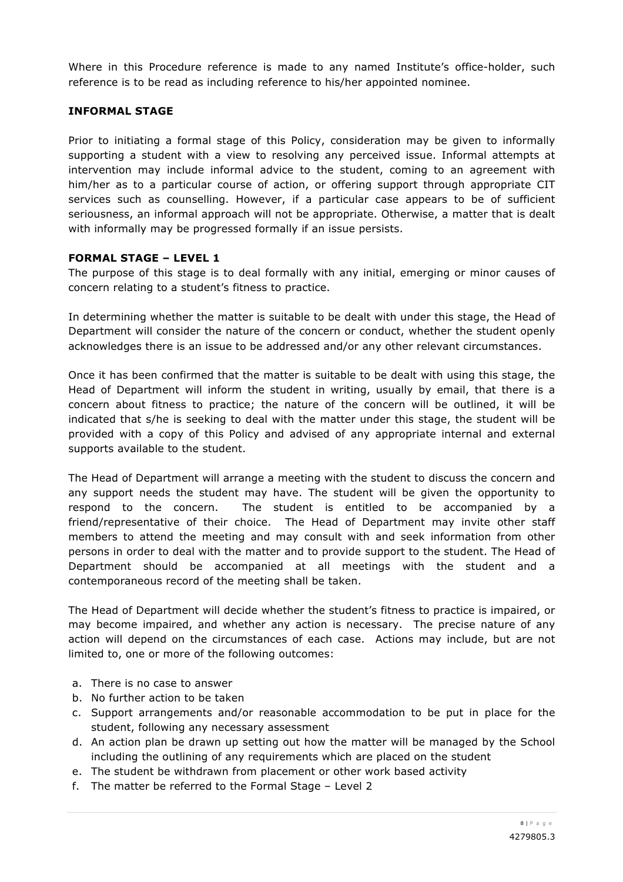Where in this Procedure reference is made to any named Institute's office-holder, such reference is to be read as including reference to his/her appointed nominee.

### INFORMAL STAGE

Prior to initiating a formal stage of this Policy, consideration may be given to informally supporting a student with a view to resolving any perceived issue. Informal attempts at intervention may include informal advice to the student, coming to an agreement with him/her as to a particular course of action, or offering support through appropriate CIT services such as counselling. However, if a particular case appears to be of sufficient seriousness, an informal approach will not be appropriate. Otherwise, a matter that is dealt with informally may be progressed formally if an issue persists.

### FORMAL STAGE – LEVEL 1

The purpose of this stage is to deal formally with any initial, emerging or minor causes of concern relating to a student's fitness to practice.

In determining whether the matter is suitable to be dealt with under this stage, the Head of Department will consider the nature of the concern or conduct, whether the student openly acknowledges there is an issue to be addressed and/or any other relevant circumstances.

Once it has been confirmed that the matter is suitable to be dealt with using this stage, the Head of Department will inform the student in writing, usually by email, that there is a concern about fitness to practice; the nature of the concern will be outlined, it will be indicated that s/he is seeking to deal with the matter under this stage, the student will be provided with a copy of this Policy and advised of any appropriate internal and external supports available to the student.

The Head of Department will arrange a meeting with the student to discuss the concern and any support needs the student may have. The student will be given the opportunity to respond to the concern. The student is entitled to be accompanied by a friend/representative of their choice. The Head of Department may invite other staff members to attend the meeting and may consult with and seek information from other persons in order to deal with the matter and to provide support to the student. The Head of Department should be accompanied at all meetings with the student and a contemporaneous record of the meeting shall be taken.

The Head of Department will decide whether the student's fitness to practice is impaired, or may become impaired, and whether any action is necessary. The precise nature of any action will depend on the circumstances of each case. Actions may include, but are not limited to, one or more of the following outcomes:

a. There is no case to answer
b. No further action to be taken
c. Support arrangements and/or reasonable accommodation to be put in place for the student, following any necessary assessment
d. An action plan be drawn up setting out how the matter will be managed by the School including the outlining of any requirements which are placed on the student
e. The student be withdrawn from placement or other work based activity
f. The matter be referred to the Formal Stage – Level 2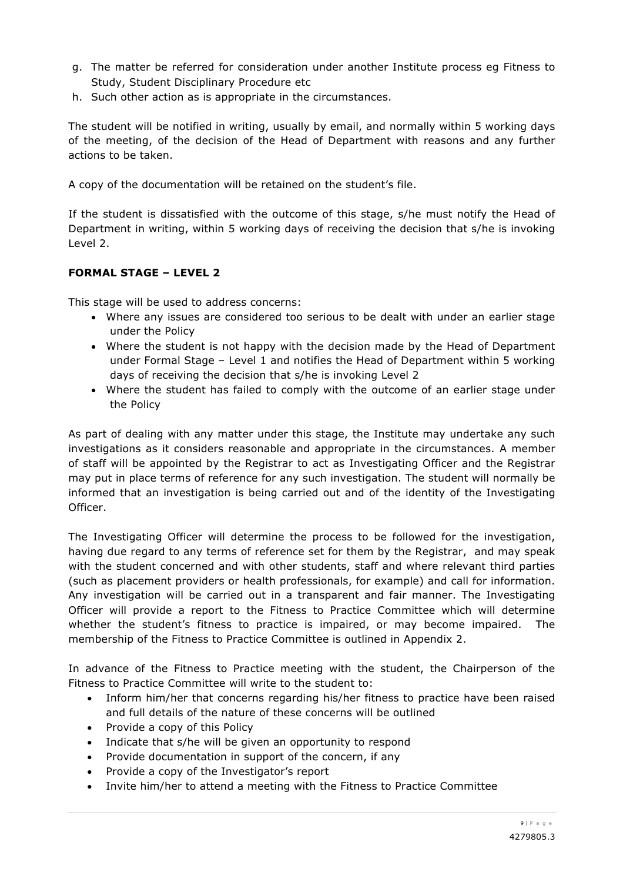g. The matter be referred for consideration under another Institute process eg Fitness to Study, Student Disciplinary Procedure etc
h. Such other action as is appropriate in the circumstances.

The student will be notified in writing, usually by email, and normally within 5 working days of the meeting, of the decision of the Head of Department with reasons and any further actions to be taken.

A copy of the documentation will be retained on the student's file.

If the student is dissatisfied with the outcome of this stage, s/he must notify the Head of Department in writing, within 5 working days of receiving the decision that s/he is invoking Level 2.

### FORMAL STAGE – LEVEL 2

This stage will be used to address concerns:

- Where any issues are considered too serious to be dealt with under an earlier stage under the Policy
- Where the student is not happy with the decision made by the Head of Department under Formal Stage – Level 1 and notifies the Head of Department within 5 working days of receiving the decision that s/he is invoking Level 2
- Where the student has failed to comply with the outcome of an earlier stage under the Policy

As part of dealing with any matter under this stage, the Institute may undertake any such investigations as it considers reasonable and appropriate in the circumstances. A member of staff will be appointed by the Registrar to act as Investigating Officer and the Registrar may put in place terms of reference for any such investigation. The student will normally be informed that an investigation is being carried out and of the identity of the Investigating Officer.

The Investigating Officer will determine the process to be followed for the investigation, having due regard to any terms of reference set for them by the Registrar, and may speak with the student concerned and with other students, staff and where relevant third parties (such as placement providers or health professionals, for example) and call for information. Any investigation will be carried out in a transparent and fair manner. The Investigating Officer will provide a report to the Fitness to Practice Committee which will determine whether the student's fitness to practice is impaired, or may become impaired. The membership of the Fitness to Practice Committee is outlined in Appendix 2.

In advance of the Fitness to Practice meeting with the student, the Chairperson of the Fitness to Practice Committee will write to the student to:

- Inform him/her that concerns regarding his/her fitness to practice have been raised and full details of the nature of these concerns will be outlined
- Provide a copy of this Policy
- Indicate that s/he will be given an opportunity to respond
- Provide documentation in support of the concern, if any
- Provide a copy of the Investigator's report
- Invite him/her to attend a meeting with the Fitness to Practice Committee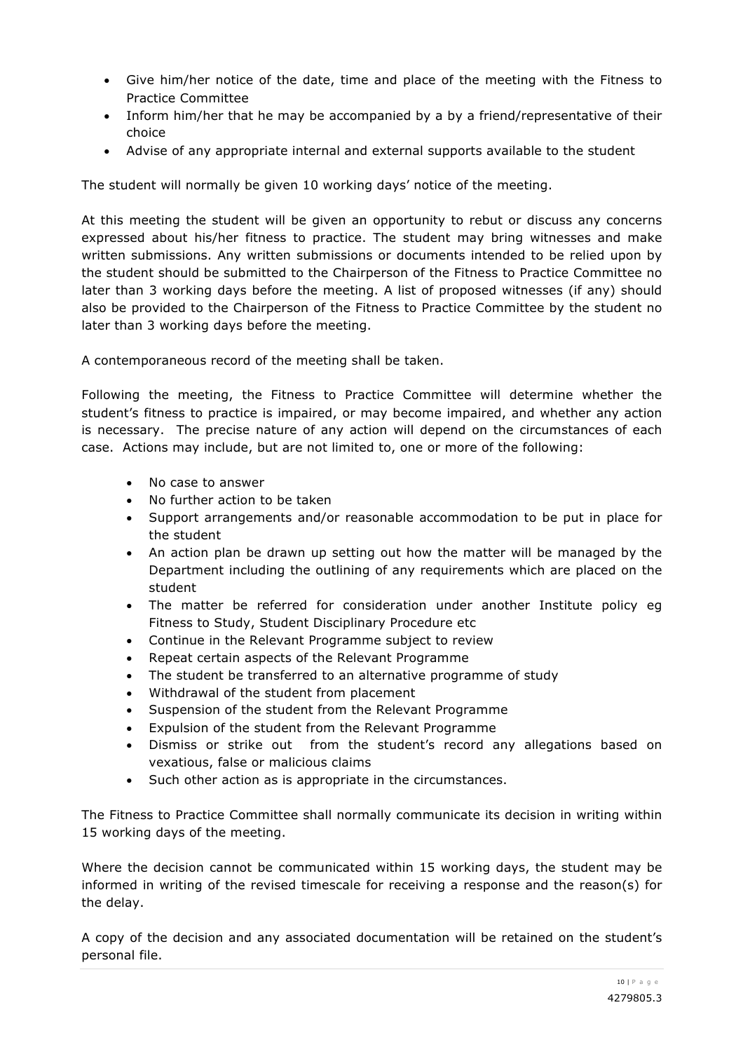- Give him/her notice of the date, time and place of the meeting with the Fitness to Practice Committee
- Inform him/her that he may be accompanied by a by a friend/representative of their choice
- Advise of any appropriate internal and external supports available to the student

The student will normally be given 10 working days' notice of the meeting.

At this meeting the student will be given an opportunity to rebut or discuss any concerns expressed about his/her fitness to practice. The student may bring witnesses and make written submissions. Any written submissions or documents intended to be relied upon by the student should be submitted to the Chairperson of the Fitness to Practice Committee no later than 3 working days before the meeting. A list of proposed witnesses (if any) should also be provided to the Chairperson of the Fitness to Practice Committee by the student no later than 3 working days before the meeting.

A contemporaneous record of the meeting shall be taken.

Following the meeting, the Fitness to Practice Committee will determine whether the student's fitness to practice is impaired, or may become impaired, and whether any action is necessary. The precise nature of any action will depend on the circumstances of each case. Actions may include, but are not limited to, one or more of the following:

- No case to answer
- No further action to be taken
- Support arrangements and/or reasonable accommodation to be put in place for the student
- An action plan be drawn up setting out how the matter will be managed by the Department including the outlining of any requirements which are placed on the student
- The matter be referred for consideration under another Institute policy eg Fitness to Study, Student Disciplinary Procedure etc
- Continue in the Relevant Programme subject to review
- Repeat certain aspects of the Relevant Programme
- The student be transferred to an alternative programme of study
- Withdrawal of the student from placement
- Suspension of the student from the Relevant Programme
- Expulsion of the student from the Relevant Programme
- Dismiss or strike out from the student's record any allegations based on vexatious, false or malicious claims
- Such other action as is appropriate in the circumstances.

The Fitness to Practice Committee shall normally communicate its decision in writing within 15 working days of the meeting.

Where the decision cannot be communicated within 15 working days, the student may be informed in writing of the revised timescale for receiving a response and the reason(s) for the delay.

A copy of the decision and any associated documentation will be retained on the student's personal file.

4279805.3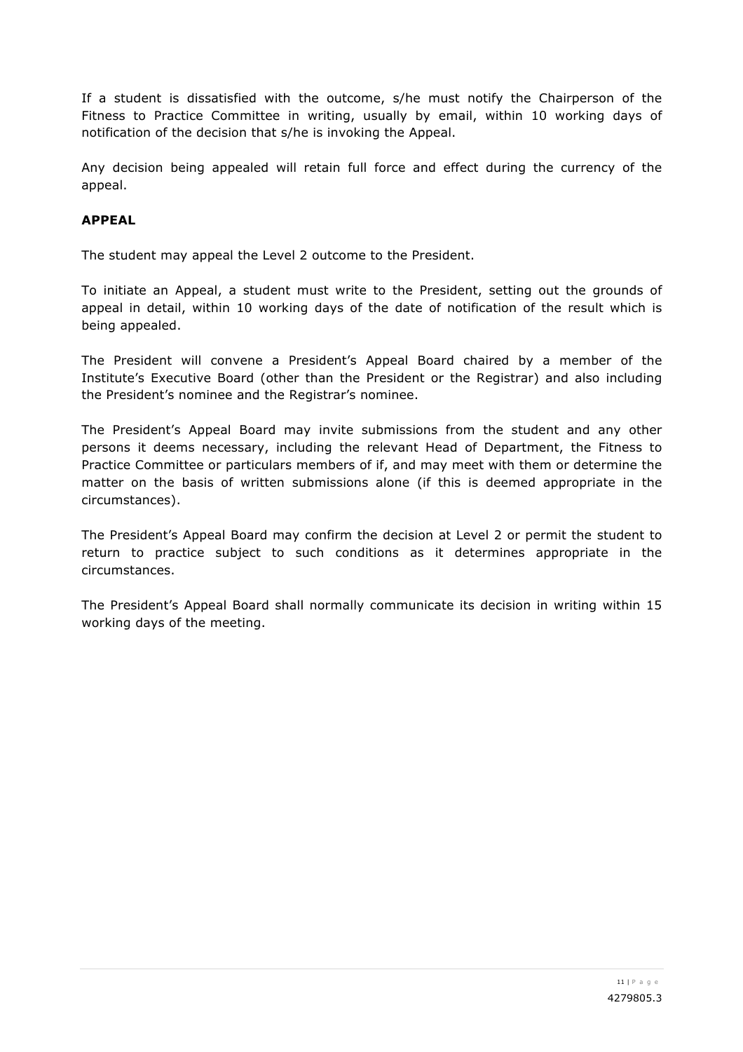If a student is dissatisfied with the outcome, s/he must notify the Chairperson of the Fitness to Practice Committee in writing, usually by email, within 10 working days of notification of the decision that s/he is invoking the Appeal.

Any decision being appealed will retain full force and effect during the currency of the appeal.

**APPEAL**

The student may appeal the Level 2 outcome to the President.

To initiate an Appeal, a student must write to the President, setting out the grounds of appeal in detail, within 10 working days of the date of notification of the result which is being appealed.

The President will convene a President's Appeal Board chaired by a member of the Institute's Executive Board (other than the President or the Registrar) and also including the President's nominee and the Registrar's nominee.

The President's Appeal Board may invite submissions from the student and any other persons it deems necessary, including the relevant Head of Department, the Fitness to Practice Committee or particulars members of if, and may meet with them or determine the matter on the basis of written submissions alone (if this is deemed appropriate in the circumstances).

The President's Appeal Board may confirm the decision at Level 2 or permit the student to return to practice subject to such conditions as it determines appropriate in the circumstances.

The President's Appeal Board shall normally communicate its decision in writing within 15 working days of the meeting.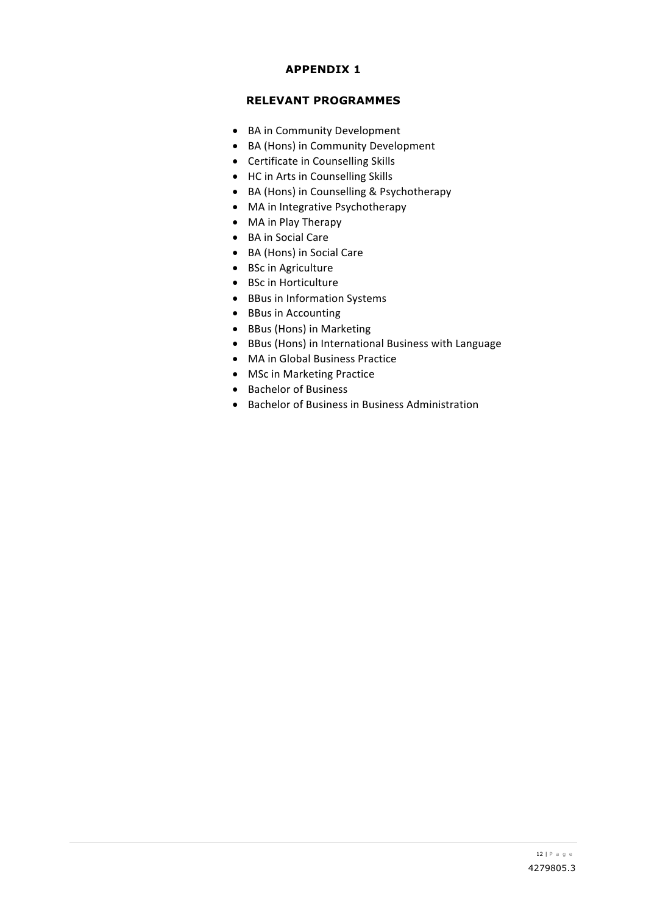# APPENDIX 1

## RELEVANT PROGRAMMES

- BA in Community Development
- BA (Hons) in Community Development
- Certificate in Counselling Skills
- HC in Arts in Counselling Skills
- BA (Hons) in Counselling & Psychotherapy
- MA in Integrative Psychotherapy
- MA in Play Therapy
- BA in Social Care
- BA (Hons) in Social Care
- BSc in Agriculture
- BSc in Horticulture
- BBus in Information Systems
- BBus in Accounting
- BBus (Hons) in Marketing
- BBus (Hons) in International Business with Language
- MA in Global Business Practice
- MSc in Marketing Practice
- Bachelor of Business
- Bachelor of Business in Business Administration

4279805.3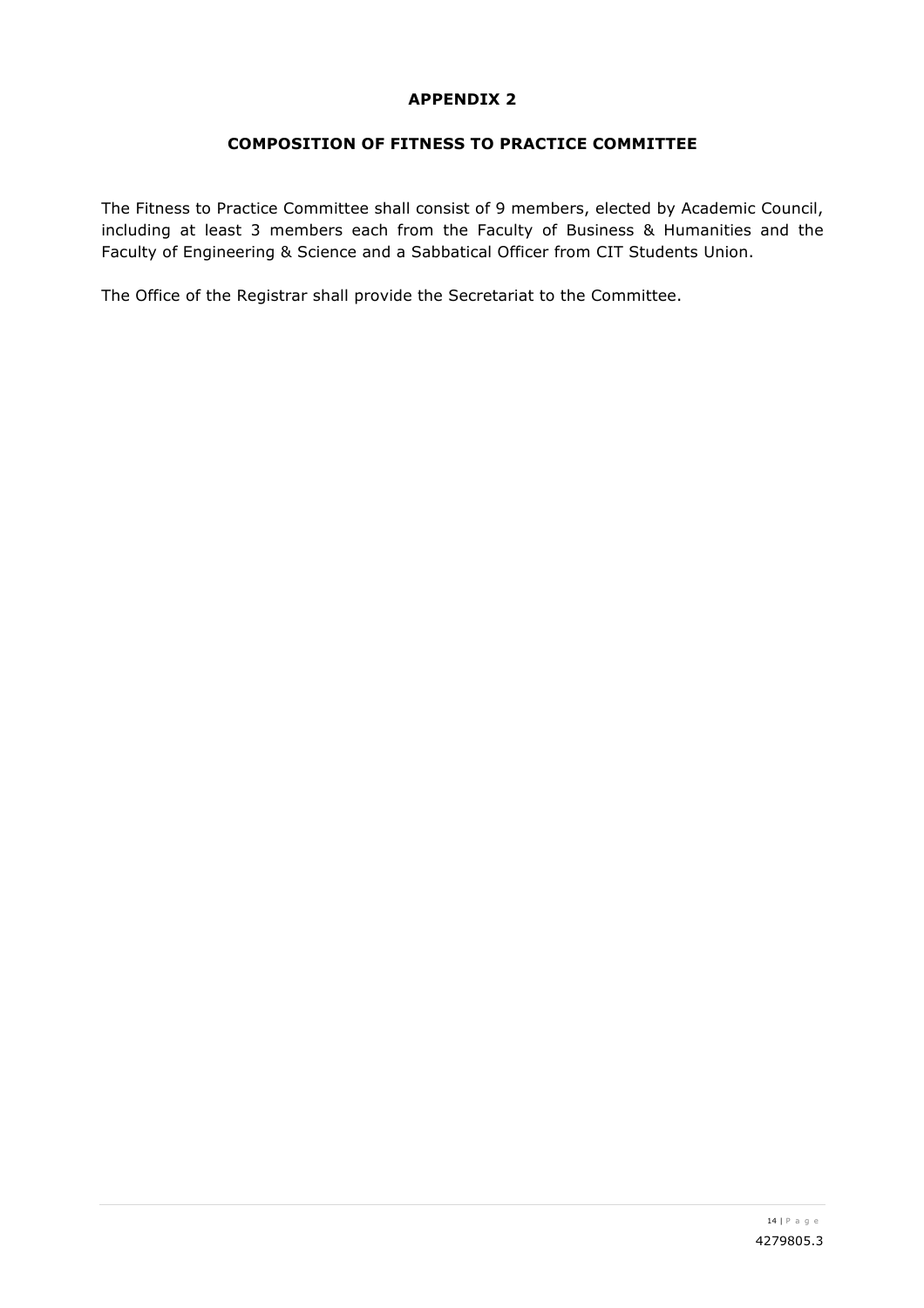## APPENDIX 2

## COMPOSITION OF FITNESS TO PRACTICE COMMITTEE

The Fitness to Practice Committee shall consist of 9 members, elected by Academic Council, including at least 3 members each from the Faculty of Business & Humanities and the Faculty of Engineering & Science and a Sabbatical Officer from CIT Students Union.

The Office of the Registrar shall provide the Secretariat to the Committee.